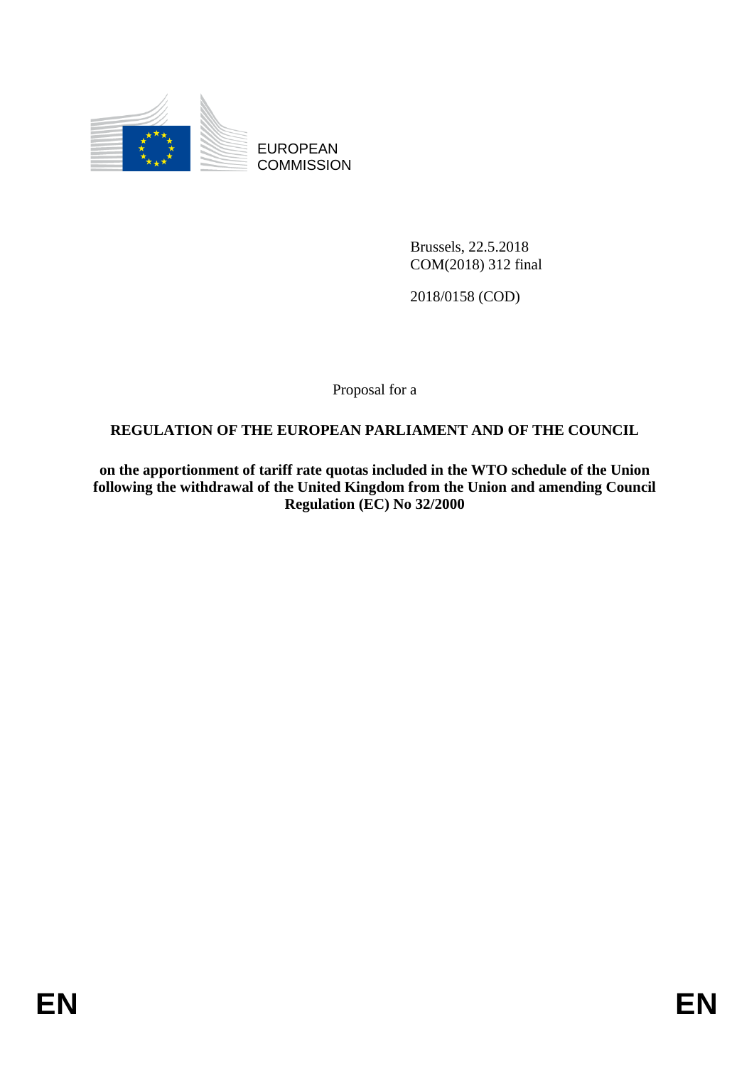EUROPEAN
COMMISSION

Brussels, 22.5.2018
COM(2018) 312 final

2018/0158 (COD)

Proposal for a

**REGULATION OF THE EUROPEAN PARLIAMENT AND OF THE COUNCIL**

**on the apportionment of tariff rate quotas included in the WTO schedule of the Union following the withdrawal of the United Kingdom from the Union and amending Council Regulation (EC) No 32/2000**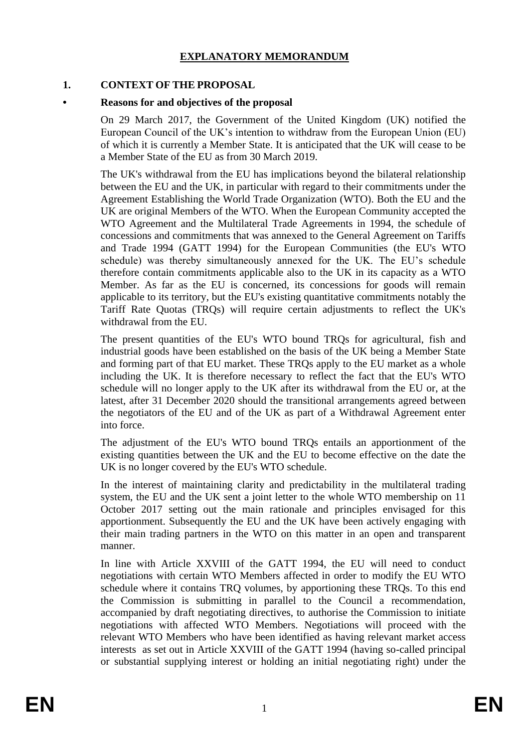# EXPLANATORY MEMORANDUM

## 1. CONTEXT OF THE PROPOSAL

### • Reasons for and objectives of the proposal

On 29 March 2017, the Government of the United Kingdom (UK) notified the European Council of the UK's intention to withdraw from the European Union (EU) of which it is currently a Member State. It is anticipated that the UK will cease to be a Member State of the EU as from 30 March 2019.

The UK's withdrawal from the EU has implications beyond the bilateral relationship between the EU and the UK, in particular with regard to their commitments under the Agreement Establishing the World Trade Organization (WTO). Both the EU and the UK are original Members of the WTO. When the European Community accepted the WTO Agreement and the Multilateral Trade Agreements in 1994, the schedule of concessions and commitments that was annexed to the General Agreement on Tariffs and Trade 1994 (GATT 1994) for the European Communities (the EU's WTO schedule) was thereby simultaneously annexed for the UK. The EU's schedule therefore contain commitments applicable also to the UK in its capacity as a WTO Member. As far as the EU is concerned, its concessions for goods will remain applicable to its territory, but the EU's existing quantitative commitments notably the Tariff Rate Quotas (TRQs) will require certain adjustments to reflect the UK's withdrawal from the EU.

The present quantities of the EU's WTO bound TRQs for agricultural, fish and industrial goods have been established on the basis of the UK being a Member State and forming part of that EU market. These TRQs apply to the EU market as a whole including the UK. It is therefore necessary to reflect the fact that the EU's WTO schedule will no longer apply to the UK after its withdrawal from the EU or, at the latest, after 31 December 2020 should the transitional arrangements agreed between the negotiators of the EU and of the UK as part of a Withdrawal Agreement enter into force.

The adjustment of the EU's WTO bound TRQs entails an apportionment of the existing quantities between the UK and the EU to become effective on the date the UK is no longer covered by the EU's WTO schedule.

In the interest of maintaining clarity and predictability in the multilateral trading system, the EU and the UK sent a joint letter to the whole WTO membership on 11 October 2017 setting out the main rationale and principles envisaged for this apportionment. Subsequently the EU and the UK have been actively engaging with their main trading partners in the WTO on this matter in an open and transparent manner.

In line with Article XXVIII of the GATT 1994, the EU will need to conduct negotiations with certain WTO Members affected in order to modify the EU WTO schedule where it contains TRQ volumes, by apportioning these TRQs. To this end the Commission is submitting in parallel to the Council a recommendation, accompanied by draft negotiating directives, to authorise the Commission to initiate negotiations with affected WTO Members. Negotiations will proceed with the relevant WTO Members who have been identified as having relevant market access interests as set out in Article XXVIII of the GATT 1994 (having so-called principal or substantial supplying interest or holding an initial negotiating right) under the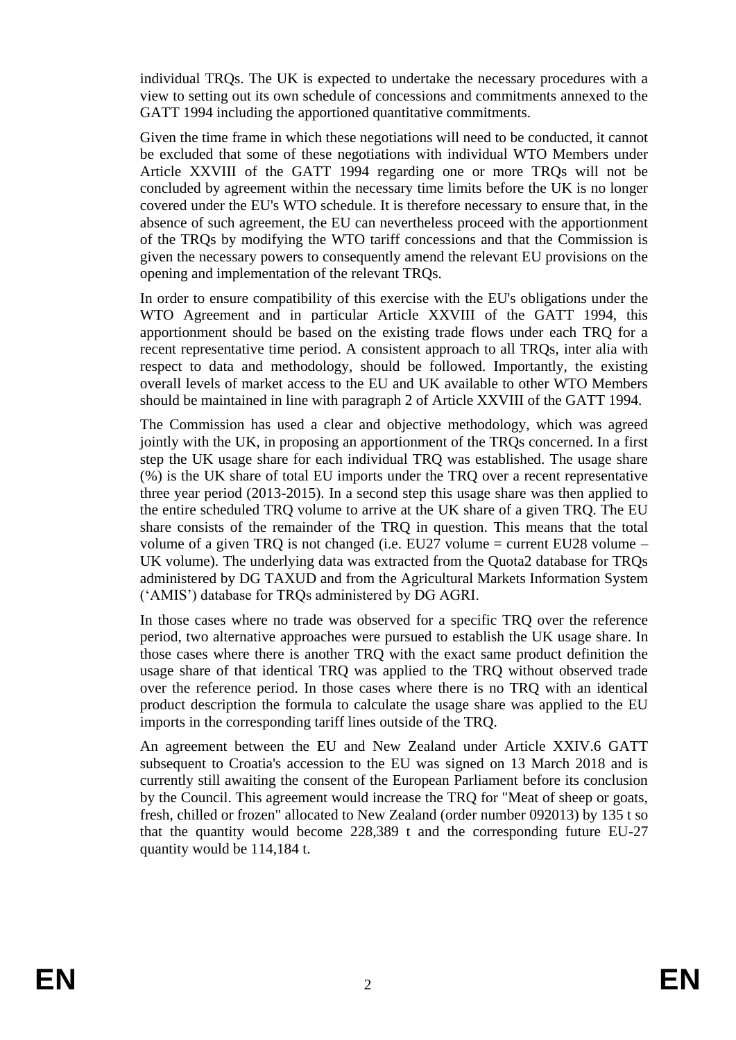individual TRQs. The UK is expected to undertake the necessary procedures with a view to setting out its own schedule of concessions and commitments annexed to the GATT 1994 including the apportioned quantitative commitments.

Given the time frame in which these negotiations will need to be conducted, it cannot be excluded that some of these negotiations with individual WTO Members under Article XXVIII of the GATT 1994 regarding one or more TRQs will not be concluded by agreement within the necessary time limits before the UK is no longer covered under the EU's WTO schedule. It is therefore necessary to ensure that, in the absence of such agreement, the EU can nevertheless proceed with the apportionment of the TRQs by modifying the WTO tariff concessions and that the Commission is given the necessary powers to consequently amend the relevant EU provisions on the opening and implementation of the relevant TRQs.

In order to ensure compatibility of this exercise with the EU's obligations under the WTO Agreement and in particular Article XXVIII of the GATT 1994, this apportionment should be based on the existing trade flows under each TRQ for a recent representative time period. A consistent approach to all TRQs, inter alia with respect to data and methodology, should be followed. Importantly, the existing overall levels of market access to the EU and UK available to other WTO Members should be maintained in line with paragraph 2 of Article XXVIII of the GATT 1994.

The Commission has used a clear and objective methodology, which was agreed jointly with the UK, in proposing an apportionment of the TRQs concerned. In a first step the UK usage share for each individual TRQ was established. The usage share (%) is the UK share of total EU imports under the TRQ over a recent representative three year period (2013-2015). In a second step this usage share was then applied to the entire scheduled TRQ volume to arrive at the UK share of a given TRQ. The EU share consists of the remainder of the TRQ in question. This means that the total volume of a given TRQ is not changed (i.e. EU27 volume = current EU28 volume – UK volume). The underlying data was extracted from the Quota2 database for TRQs administered by DG TAXUD and from the Agricultural Markets Information System ('AMIS') database for TRQs administered by DG AGRI.

In those cases where no trade was observed for a specific TRQ over the reference period, two alternative approaches were pursued to establish the UK usage share. In those cases where there is another TRQ with the exact same product definition the usage share of that identical TRQ was applied to the TRQ without observed trade over the reference period. In those cases where there is no TRQ with an identical product description the formula to calculate the usage share was applied to the EU imports in the corresponding tariff lines outside of the TRQ.

An agreement between the EU and New Zealand under Article XXIV.6 GATT subsequent to Croatia's accession to the EU was signed on 13 March 2018 and is currently still awaiting the consent of the European Parliament before its conclusion by the Council. This agreement would increase the TRQ for "Meat of sheep or goats, fresh, chilled or frozen" allocated to New Zealand (order number 092013) by 135 t so that the quantity would become 228,389 t and the corresponding future EU-27 quantity would be 114,184 t.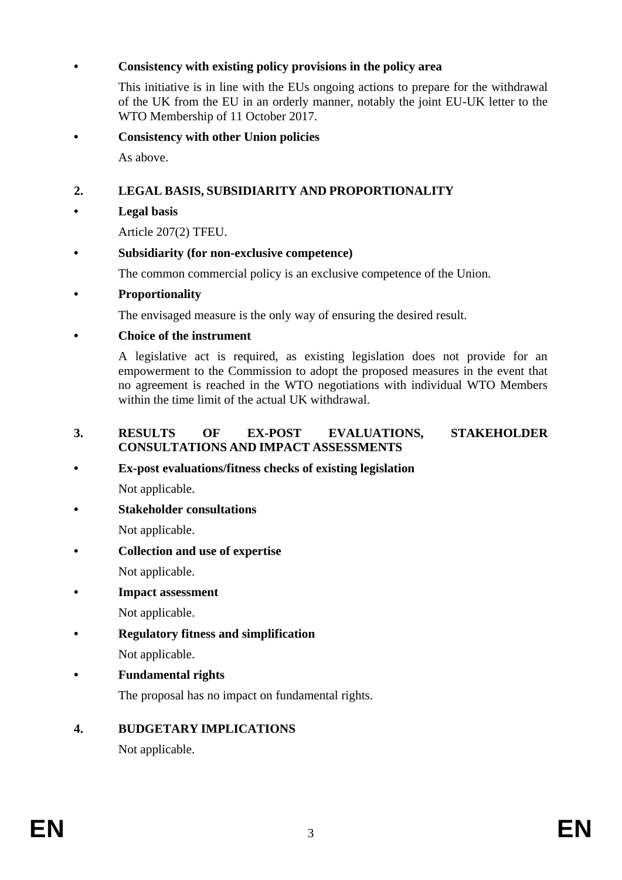- **Consistency with existing policy provisions in the policy area**

  This initiative is in line with the EUs ongoing actions to prepare for the withdrawal of the UK from the EU in an orderly manner, notably the joint EU-UK letter to the WTO Membership of 11 October 2017.

- **Consistency with other Union policies**

  As above.

## 2. LEGAL BASIS, SUBSIDIARITY AND PROPORTIONALITY

- **Legal basis**

  Article 207(2) TFEU.

- **Subsidiarity (for non-exclusive competence)**

  The common commercial policy is an exclusive competence of the Union.

- **Proportionality**

  The envisaged measure is the only way of ensuring the desired result.

- **Choice of the instrument**

  A legislative act is required, as existing legislation does not provide for an empowerment to the Commission to adopt the proposed measures in the event that no agreement is reached in the WTO negotiations with individual WTO Members within the time limit of the actual UK withdrawal.

## 3. RESULTS OF EX-POST EVALUATIONS, STAKEHOLDER CONSULTATIONS AND IMPACT ASSESSMENTS

- **Ex-post evaluations/fitness checks of existing legislation**

  Not applicable.

- **Stakeholder consultations**

  Not applicable.

- **Collection and use of expertise**

  Not applicable.

- **Impact assessment**

  Not applicable.

- **Regulatory fitness and simplification**

  Not applicable.

- **Fundamental rights**

  The proposal has no impact on fundamental rights.

## 4. BUDGETARY IMPLICATIONS

Not applicable.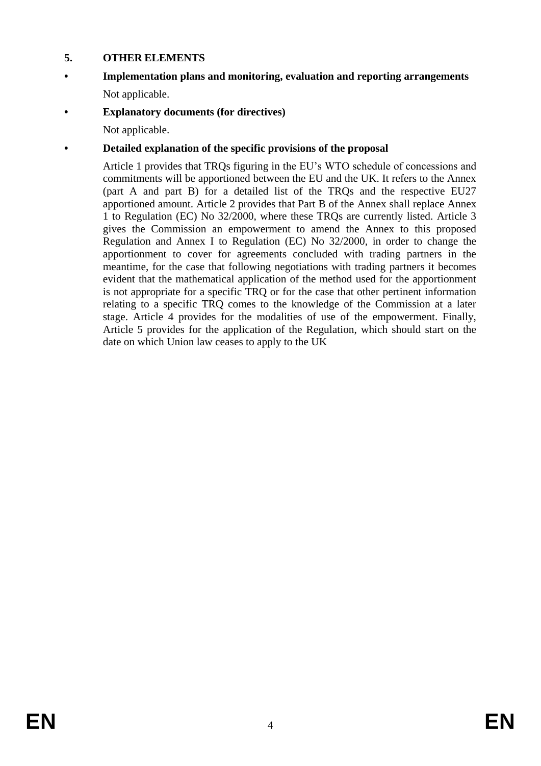## 5. OTHER ELEMENTS

- **Implementation plans and monitoring, evaluation and reporting arrangements**

  Not applicable.

- **Explanatory documents (for directives)**

  Not applicable.

- **Detailed explanation of the specific provisions of the proposal**

  Article 1 provides that TRQs figuring in the EU's WTO schedule of concessions and commitments will be apportioned between the EU and the UK. It refers to the Annex (part A and part B) for a detailed list of the TRQs and the respective EU27 apportioned amount. Article 2 provides that Part B of the Annex shall replace Annex 1 to Regulation (EC) No 32/2000, where these TRQs are currently listed. Article 3 gives the Commission an empowerment to amend the Annex to this proposed Regulation and Annex I to Regulation (EC) No 32/2000, in order to change the apportionment to cover for agreements concluded with trading partners in the meantime, for the case that following negotiations with trading partners it becomes evident that the mathematical application of the method used for the apportionment is not appropriate for a specific TRQ or for the case that other pertinent information relating to a specific TRQ comes to the knowledge of the Commission at a later stage. Article 4 provides for the modalities of use of the empowerment. Finally, Article 5 provides for the application of the Regulation, which should start on the date on which Union law ceases to apply to the UK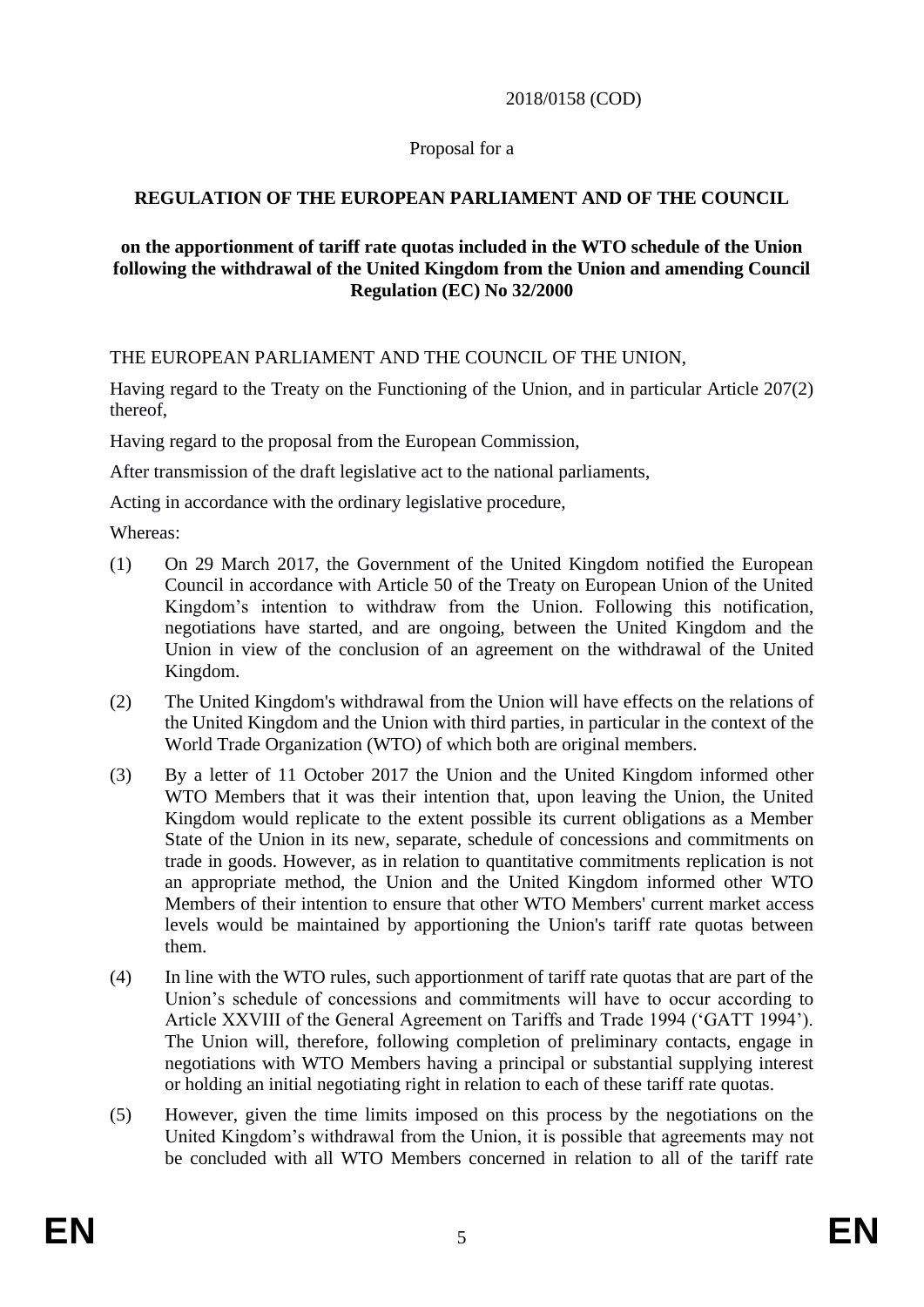2018/0158 (COD)

Proposal for a

**REGULATION OF THE EUROPEAN PARLIAMENT AND OF THE COUNCIL**

**on the apportionment of tariff rate quotas included in the WTO schedule of the Union following the withdrawal of the United Kingdom from the Union and amending Council Regulation (EC) No 32/2000**

THE EUROPEAN PARLIAMENT AND THE COUNCIL OF THE UNION,

Having regard to the Treaty on the Functioning of the Union, and in particular Article 207(2) thereof,

Having regard to the proposal from the European Commission,

After transmission of the draft legislative act to the national parliaments,

Acting in accordance with the ordinary legislative procedure,

Whereas:

(1) On 29 March 2017, the Government of the United Kingdom notified the European Council in accordance with Article 50 of the Treaty on European Union of the United Kingdom's intention to withdraw from the Union. Following this notification, negotiations have started, and are ongoing, between the United Kingdom and the Union in view of the conclusion of an agreement on the withdrawal of the United Kingdom.

(2) The United Kingdom's withdrawal from the Union will have effects on the relations of the United Kingdom and the Union with third parties, in particular in the context of the World Trade Organization (WTO) of which both are original members.

(3) By a letter of 11 October 2017 the Union and the United Kingdom informed other WTO Members that it was their intention that, upon leaving the Union, the United Kingdom would replicate to the extent possible its current obligations as a Member State of the Union in its new, separate, schedule of concessions and commitments on trade in goods. However, as in relation to quantitative commitments replication is not an appropriate method, the Union and the United Kingdom informed other WTO Members of their intention to ensure that other WTO Members' current market access levels would be maintained by apportioning the Union's tariff rate quotas between them.

(4) In line with the WTO rules, such apportionment of tariff rate quotas that are part of the Union's schedule of concessions and commitments will have to occur according to Article XXVIII of the General Agreement on Tariffs and Trade 1994 ('GATT 1994'). The Union will, therefore, following completion of preliminary contacts, engage in negotiations with WTO Members having a principal or substantial supplying interest or holding an initial negotiating right in relation to each of these tariff rate quotas.

(5) However, given the time limits imposed on this process by the negotiations on the United Kingdom's withdrawal from the Union, it is possible that agreements may not be concluded with all WTO Members concerned in relation to all of the tariff rate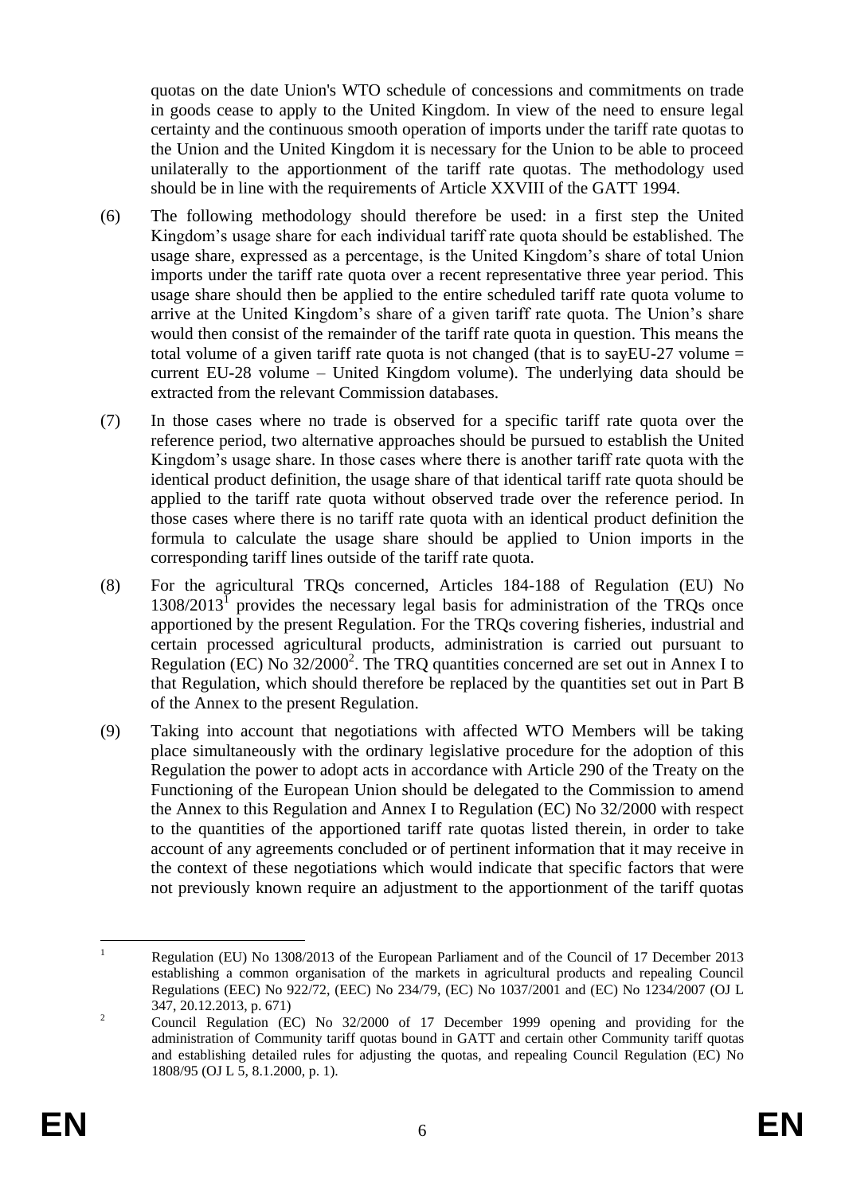quotas on the date Union's WTO schedule of concessions and commitments on trade in goods cease to apply to the United Kingdom. In view of the need to ensure legal certainty and the continuous smooth operation of imports under the tariff rate quotas to the Union and the United Kingdom it is necessary for the Union to be able to proceed unilaterally to the apportionment of the tariff rate quotas. The methodology used should be in line with the requirements of Article XXVIII of the GATT 1994.

(6) The following methodology should therefore be used: in a first step the United Kingdom's usage share for each individual tariff rate quota should be established. The usage share, expressed as a percentage, is the United Kingdom's share of total Union imports under the tariff rate quota over a recent representative three year period. This usage share should then be applied to the entire scheduled tariff rate quota volume to arrive at the United Kingdom's share of a given tariff rate quota. The Union's share would then consist of the remainder of the tariff rate quota in question. This means the total volume of a given tariff rate quota is not changed (that is to sayEU-27 volume = current EU-28 volume – United Kingdom volume). The underlying data should be extracted from the relevant Commission databases.

(7) In those cases where no trade is observed for a specific tariff rate quota over the reference period, two alternative approaches should be pursued to establish the United Kingdom's usage share. In those cases where there is another tariff rate quota with the identical product definition, the usage share of that identical tariff rate quota should be applied to the tariff rate quota without observed trade over the reference period. In those cases where there is no tariff rate quota with an identical product definition the formula to calculate the usage share should be applied to Union imports in the corresponding tariff lines outside of the tariff rate quota.

(8) For the agricultural TRQs concerned, Articles 184-188 of Regulation (EU) No 1308/2013[1] provides the necessary legal basis for administration of the TRQs once apportioned by the present Regulation. For the TRQs covering fisheries, industrial and certain processed agricultural products, administration is carried out pursuant to Regulation (EC) No 32/2000[2]. The TRQ quantities concerned are set out in Annex I to that Regulation, which should therefore be replaced by the quantities set out in Part B of the Annex to the present Regulation.

(9) Taking into account that negotiations with affected WTO Members will be taking place simultaneously with the ordinary legislative procedure for the adoption of this Regulation the power to adopt acts in accordance with Article 290 of the Treaty on the Functioning of the European Union should be delegated to the Commission to amend the Annex to this Regulation and Annex I to Regulation (EC) No 32/2000 with respect to the quantities of the apportioned tariff rate quotas listed therein, in order to take account of any agreements concluded or of pertinent information that it may receive in the context of these negotiations which would indicate that specific factors that were not previously known require an adjustment to the apportionment of the tariff quotas

---

[1] Regulation (EU) No 1308/2013 of the European Parliament and of the Council of 17 December 2013 establishing a common organisation of the markets in agricultural products and repealing Council Regulations (EEC) No 922/72, (EEC) No 234/79, (EC) No 1037/2001 and (EC) No 1234/2007 (OJ L 347, 20.12.2013, p. 671)

[2] Council Regulation (EC) No 32/2000 of 17 December 1999 opening and providing for the administration of Community tariff quotas bound in GATT and certain other Community tariff quotas and establishing detailed rules for adjusting the quotas, and repealing Council Regulation (EC) No 1808/95 (OJ L 5, 8.1.2000, p. 1).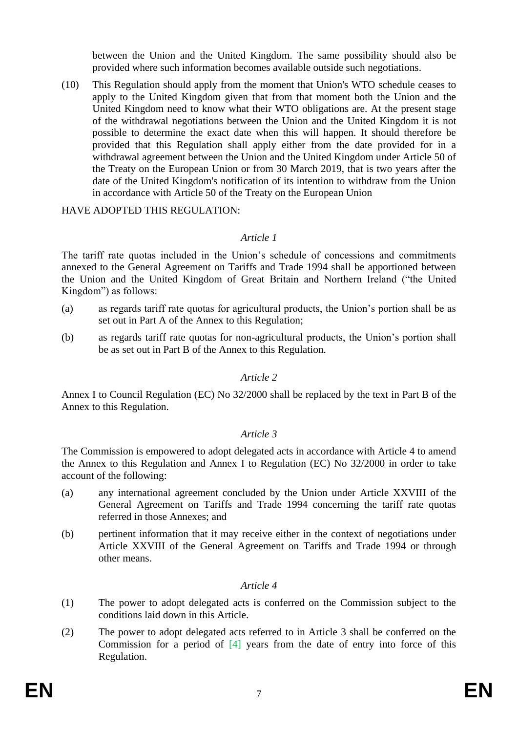between the Union and the United Kingdom. The same possibility should also be provided where such information becomes available outside such negotiations.

(10) This Regulation should apply from the moment that Union's WTO schedule ceases to apply to the United Kingdom given that from that moment both the Union and the United Kingdom need to know what their WTO obligations are. At the present stage of the withdrawal negotiations between the Union and the United Kingdom it is not possible to determine the exact date when this will happen. It should therefore be provided that this Regulation shall apply either from the date provided for in a withdrawal agreement between the Union and the United Kingdom under Article 50 of the Treaty on the European Union or from 30 March 2019, that is two years after the date of the United Kingdom's notification of its intention to withdraw from the Union in accordance with Article 50 of the Treaty on the European Union

HAVE ADOPTED THIS REGULATION:

*Article 1*

The tariff rate quotas included in the Union's schedule of concessions and commitments annexed to the General Agreement on Tariffs and Trade 1994 shall be apportioned between the Union and the United Kingdom of Great Britain and Northern Ireland ("the United Kingdom") as follows:

(a) as regards tariff rate quotas for agricultural products, the Union's portion shall be as set out in Part A of the Annex to this Regulation;

(b) as regards tariff rate quotas for non-agricultural products, the Union's portion shall be as set out in Part B of the Annex to this Regulation.

*Article 2*

Annex I to Council Regulation (EC) No 32/2000 shall be replaced by the text in Part B of the Annex to this Regulation.

*Article 3*

The Commission is empowered to adopt delegated acts in accordance with Article 4 to amend the Annex to this Regulation and Annex I to Regulation (EC) No 32/2000 in order to take account of the following:

(a) any international agreement concluded by the Union under Article XXVIII of the General Agreement on Tariffs and Trade 1994 concerning the tariff rate quotas referred in those Annexes; and

(b) pertinent information that it may receive either in the context of negotiations under Article XXVIII of the General Agreement on Tariffs and Trade 1994 or through other means.

*Article 4*

(1) The power to adopt delegated acts is conferred on the Commission subject to the conditions laid down in this Article.

(2) The power to adopt delegated acts referred to in Article 3 shall be conferred on the Commission for a period of [4] years from the date of entry into force of this Regulation.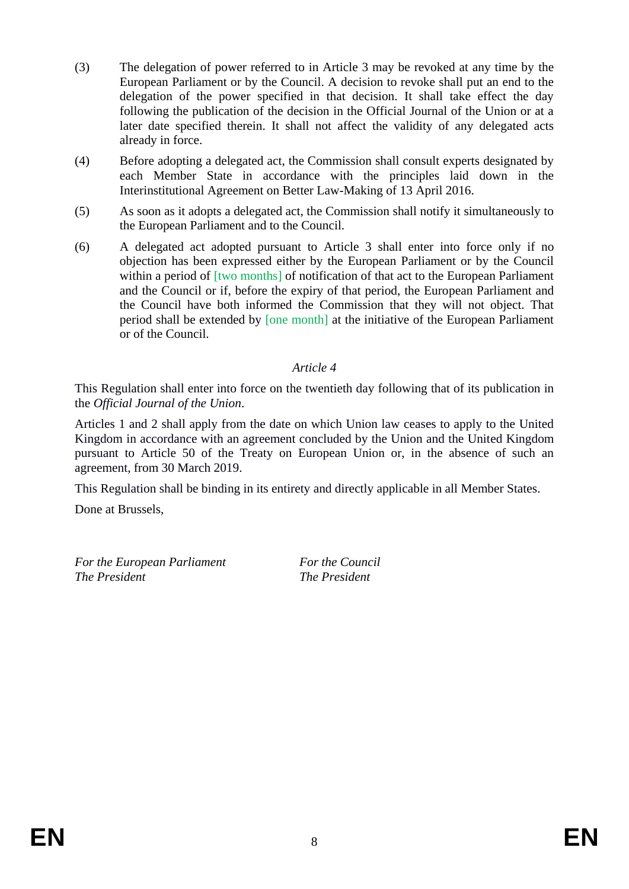(3) The delegation of power referred to in Article 3 may be revoked at any time by the European Parliament or by the Council. A decision to revoke shall put an end to the delegation of the power specified in that decision. It shall take effect the day following the publication of the decision in the Official Journal of the Union or at a later date specified therein. It shall not affect the validity of any delegated acts already in force.

(4) Before adopting a delegated act, the Commission shall consult experts designated by each Member State in accordance with the principles laid down in the Interinstitutional Agreement on Better Law-Making of 13 April 2016.

(5) As soon as it adopts a delegated act, the Commission shall notify it simultaneously to the European Parliament and to the Council.

(6) A delegated act adopted pursuant to Article 3 shall enter into force only if no objection has been expressed either by the European Parliament or by the Council within a period of [two months] of notification of that act to the European Parliament and the Council or if, before the expiry of that period, the European Parliament and the Council have both informed the Commission that they will not object. That period shall be extended by [one month] at the initiative of the European Parliament or of the Council.

*Article 4*

This Regulation shall enter into force on the twentieth day following that of its publication in the *Official Journal of the Union*.

Articles 1 and 2 shall apply from the date on which Union law ceases to apply to the United Kingdom in accordance with an agreement concluded by the Union and the United Kingdom pursuant to Article 50 of the Treaty on European Union or, in the absence of such an agreement, from 30 March 2019.

This Regulation shall be binding in its entirety and directly applicable in all Member States.

Done at Brussels,

*For the European Parliament*
*The President*

*For the Council*
*The President*